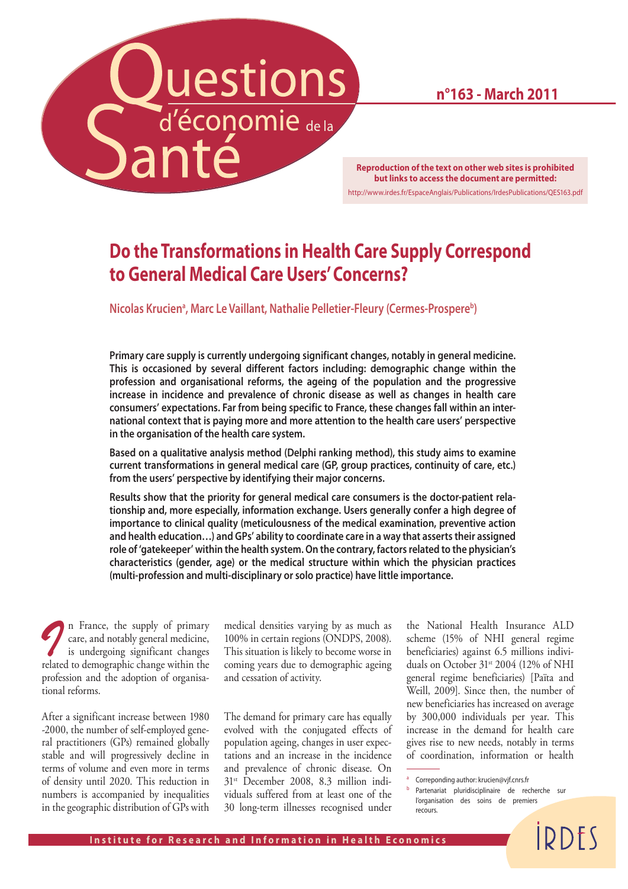# Questions d'économie de la Santé

**n°163 - March 2011**

**Reproduction of the text on other web sites is prohibited but links to access the document are permitted:**
http://www.irdes.fr/EspaceAnglais/Publications/IrdesPublications/QES163.pdf

## Do the Transformations in Health Care Supply Correspond to General Medical Care Users' Concerns?

**Nicolas Krucien[a], Marc Le Vaillant, Nathalie Pelletier-Fleury (Cermes-Prospere[b])**

**Primary care supply is currently undergoing significant changes, notably in general medicine. This is occasioned by several different factors including: demographic change within the profession and organisational reforms, the ageing of the population and the progressive increase in incidence and prevalence of chronic disease as well as changes in health care consumers' expectations. Far from being specific to France, these changes fall within an international context that is paying more and more attention to the health care users' perspective in the organisation of the health care system.**

**Based on a qualitative analysis method (Delphi ranking method), this study aims to examine current transformations in general medical care (GP, group practices, continuity of care, etc.) from the users' perspective by identifying their major concerns.**

**Results show that the priority for general medical care consumers is the doctor-patient relationship and, more especially, information exchange. Users generally confer a high degree of importance to clinical quality (meticulousness of the medical examination, preventive action and health education…) and GPs' ability to coordinate care in a way that asserts their assigned role of 'gatekeeper' within the health system. On the contrary, factors related to the physician's characteristics (gender, age) or the medical structure within which the physician practices (multi-profession and multi-disciplinary or solo practice) have little importance.**

In France, the supply of primary care, and notably general medicine, is undergoing significant changes related to demographic change within the profession and the adoption of organisational reforms.

After a significant increase between 1980 -2000, the number of self-employed general practitioners (GPs) remained globally stable and will progressively decline in terms of volume and even more in terms of density until 2020. This reduction in numbers is accompanied by inequalities in the geographic distribution of GPs with medical densities varying by as much as 100% in certain regions (ONDPS, 2008). This situation is likely to become worse in coming years due to demographic ageing and cessation of activity.

The demand for primary care has equally evolved with the conjugated effects of population ageing, changes in user expectations and an increase in the incidence and prevalence of chronic disease. On 31st December 2008, 8.3 million individuals suffered from at least one of the 30 long-term illnesses recognised under the National Health Insurance ALD scheme (15% of NHI general regime beneficiaries) against 6.5 millions individuals on October 31st 2004 (12% of NHI general regime beneficiaries) [Païta and Weill, 2009]. Since then, the number of new beneficiaries has increased on average by 300,000 individuals per year. This increase in the demand for health care gives rise to new needs, notably in terms of coordination, information or health

[a] Correponding author: krucien@vjf.cnrs.fr
[b] Partenariat pluridisciplinaire de recherche sur l'organisation des soins de premiers recours.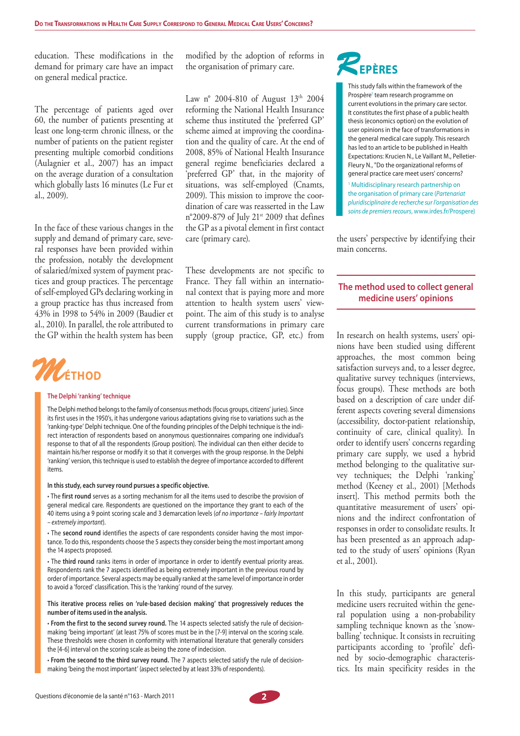education. These modifications in the demand for primary care have an impact on general medical practice.

The percentage of patients aged over 60, the number of patients presenting at least one long-term chronic illness, or the number of patients on the patient register presenting multiple comorbid conditions (Aulagnier et al., 2007) has an impact on the average duration of a consultation which globally lasts 16 minutes (Le Fur et al., 2009).

In the face of these various changes in the supply and demand of primary care, several responses have been provided within the profession, notably the development of salaried/mixed system of payment practices and group practices. The percentage of self-employed GPs declaring working in a group practice has thus increased from 43% in 1998 to 54% in 2009 (Baudier et al., 2010). In parallel, the role attributed to the GP within the health system has been modified by the adoption of reforms in the organisation of primary care.

Law n° 2004-810 of August 13th 2004 reforming the National Health Insurance scheme thus instituted the 'preferred GP' scheme aimed at improving the coordination and the quality of care. At the end of 2008, 85% of National Health Insurance general regime beneficiaries declared a 'preferred GP' that, in the majority of situations, was self-employed (Cnamts, 2009). This mission to improve the coordination of care was reasserted in the Law n°2009-879 of July 21st 2009 that defines the GP as a pivotal element in first contact care (primary care).

These developments are not specific to France. They fall within an international context that is paying more and more attention to health system users' viewpoint. The aim of this study is to analyse current transformations in primary care supply (group practice, GP, etc.) from the users' perspective by identifying their main concerns.

## Repères

This study falls within the framework of the Prospère[1] team research programme on current evolutions in the primary care sector. It constitutes the first phase of a public health thesis (economics option) on the evolution of user opinions in the face of transformations in the general medical care supply. This research has led to an article to be published in Health Expectations: Krucien N., Le Vaillant M., Pelletier-Fleury N., "Do the organizational reforms of general practice care meet users' concerns?

[1] Multidisciplinary research partnership on the organisation of primary care (*Partenariat pluridisciplinaire de recherche sur l'organisation des soins de premiers recours*, www.irdes.fr/Prospere)

## The method used to collect general medicine users' opinions

In research on health systems, users' opinions have been studied using different approaches, the most common being satisfaction surveys and, to a lesser degree, qualitative survey techniques (interviews, focus groups). These methods are both based on a description of care under different aspects covering several dimensions (accessibility, doctor-patient relationship, continuity of care, clinical quality). In order to identify users' concerns regarding primary care supply, we used a hybrid method belonging to the qualitative survey techniques; the Delphi 'ranking' method (Keeney et al., 2001) [Methods insert]. This method permits both the quantitative measurement of users' opinions and the indirect confrontation of responses in order to consolidate results. It has been presented as an approach adapted to the study of users' opinions (Ryan et al., 2001).

In this study, participants are general medicine users recruited within the general population using a non-probability sampling technique known as the 'snowballing' technique. It consists in recruiting participants according to 'profile' defined by socio-demographic characteristics. Its main specificity resides in the

## Méthod

### The Delphi 'ranking' technique

The Delphi method belongs to the family of consensus methods (focus groups, citizens' juries). Since its first uses in the 1950's, it has undergone various adaptations giving rise to variations such as the 'ranking-type' Delphi technique. One of the founding principles of the Delphi technique is the indirect interaction of respondents based on anonymous questionnaires comparing one individual's response to that of all the respondents (Group position). The individual can then either decide to maintain his/her response or modify it so that it converges with the group response. In the Delphi 'ranking' version, this technique is used to establish the degree of importance accorded to different items.

**In this study, each survey round pursues a specific objective.**

- The **first round** serves as a sorting mechanism for all the items used to describe the provision of general medical care. Respondents are questioned on the importance they grant to each of the 40 items using a 9 point scoring scale and 3 demarcation levels (*of no importance – fairly Important – extremely important*).
- The **second round** identifies the aspects of care respondents consider having the most importance. To do this, respondents choose the 5 aspects they consider being the most important among the 14 aspects proposed.
- The **third round** ranks items in order of importance in order to identify eventual priority areas. Respondents rank the 7 aspects identified as being extremely important in the previous round by order of importance. Several aspects may be equally ranked at the same level of importance in order to avoid a 'forced' classification. This is the 'ranking' round of the survey.

**This iterative process relies on 'rule-based decision making' that progressively reduces the number of items used in the analysis.**

- **From the first to the second survey round.** The 14 aspects selected satisfy the rule of decision-making 'being important' (at least 75% of scores must be in the [7-9] interval on the scoring scale. These thresholds were chosen in conformity with international literature that generally considers the [4-6] interval on the scoring scale as being the zone of indecision.
- **From the second to the third survey round.** The 7 aspects selected satisfy the rule of decision-making 'being the most important' (aspect selected by at least 33% of respondents).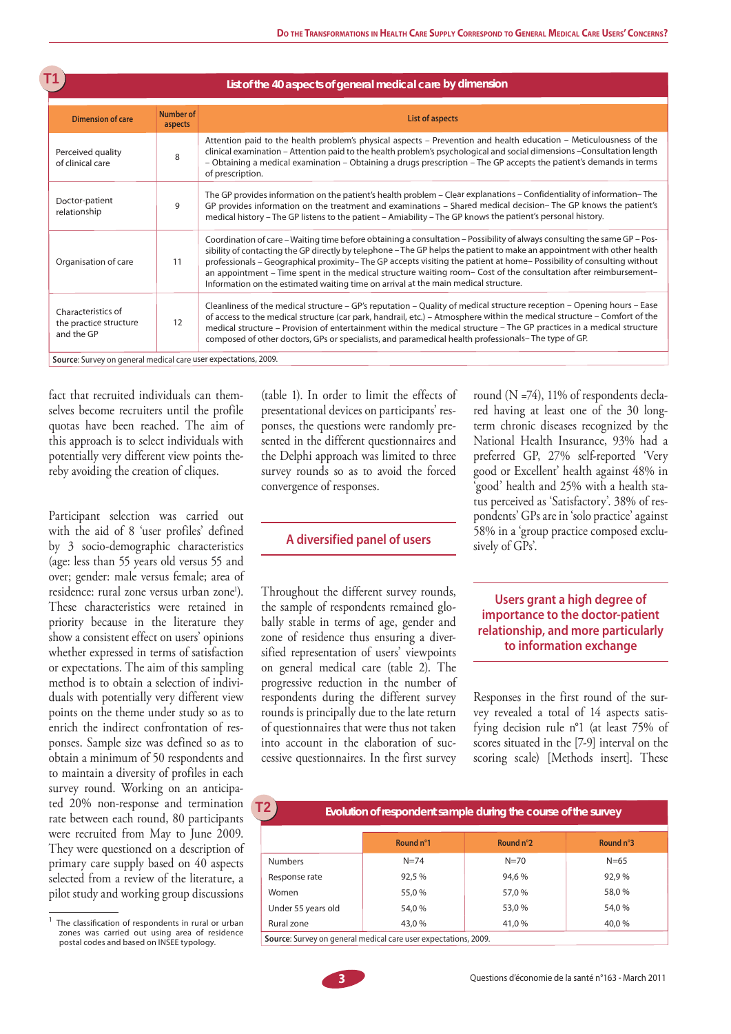**T1 List of the 40 aspects of general medical care by dimension**

| Dimension of care | Number of aspects | List of aspects |
|---|---|---|
| Perceived quality of clinical care | 8 | Attention paid to the health problem's physical aspects – Prevention and health education – Meticulousness of the clinical examination – Attention paid to the health problem's psychological and social dimensions –Consultation length – Obtaining a medical examination – Obtaining a drugs prescription – The GP accepts the patient's demands in terms of prescription. |
| Doctor-patient relationship | 9 | The GP provides information on the patient's health problem – Clear explanations – Confidentiality of information– The GP provides information on the treatment and examinations – Shared medical decision– The GP knows the patient's medical history – The GP listens to the patient – Amiability – The GP knows the patient's personal history. |
| Organisation of care | 11 | Coordination of care – Waiting time before obtaining a consultation – Possibility of always consulting the same GP – Possibility of contacting the GP directly by telephone – The GP helps the patient to make an appointment with other health professionals – Geographical proximity– The GP accepts visiting the patient at home– Possibility of consulting without an appointment – Time spent in the medical structure waiting room– Cost of the consultation after reimbursement– Information on the estimated waiting time on arrival at the main medical structure. |
| Characteristics of the practice structure and the GP | 12 | Cleanliness of the medical structure – GP's reputation – Quality of medical structure reception – Opening hours – Ease of access to the medical structure (car park, handrail, etc.) – Atmosphere within the medical structure – Comfort of the medical structure – Provision of entertainment within the medical structure – The GP practices in a medical structure composed of other doctors, GPs or specialists, and paramedical health professionals– The type of GP. |

**Source**: Survey on general medical care user expectations, 2009.

fact that recruited individuals can themselves become recruiters until the profile quotas have been reached. The aim of this approach is to select individuals with potentially very different view points thereby avoiding the creation of cliques.

Participant selection was carried out with the aid of 8 'user profiles' defined by 3 socio-demographic characteristics (age: less than 55 years old versus 55 and over; gender: male versus female; area of residence: rural zone versus urban zone[1]). These characteristics were retained in priority because in the literature they show a consistent effect on users' opinions whether expressed in terms of satisfaction or expectations. The aim of this sampling method is to obtain a selection of individuals with potentially very different view points on the theme under study so as to enrich the indirect confrontation of responses. Sample size was defined so as to obtain a minimum of 50 respondents and to maintain a diversity of profiles in each survey round. Working on an anticipated 20% non-response and termination rate between each round, 80 participants were recruited from May to June 2009. They were questioned on a description of primary care supply based on 40 aspects selected from a review of the literature, a pilot study and working group discussions (table 1). In order to limit the effects of presentational devices on participants' responses, the questions were randomly presented in the different questionnaires and the Delphi approach was limited to three survey rounds so as to avoid the forced convergence of responses.

[1] The classification of respondents in rural or urban zones was carried out using area of residence postal codes and based on INSEE typology.

## A diversified panel of users

Throughout the different survey rounds, the sample of respondents remained globally stable in terms of age, gender and zone of residence thus ensuring a diversified representation of users' viewpoints on general medical care (table 2). The progressive reduction in the number of respondents during the different survey rounds is principally due to the late return of questionnaires that were thus not taken into account in the elaboration of successive questionnaires. In the first survey round (N =74), 11% of respondents declared having at least one of the 30 long-term chronic diseases recognized by the National Health Insurance, 93% had a preferred GP, 27% self-reported 'Very good or Excellent' health against 48% in 'good' health and 25% with a health status perceived as 'Satisfactory'. 38% of respondents' GPs are in 'solo practice' against 58% in a 'group practice composed exclusively of GPs'.

## Users grant a high degree of importance to the doctor-patient relationship, and more particularly to information exchange

Responses in the first round of the survey revealed a total of 14 aspects satisfying decision rule n°1 (at least 75% of scores situated in the [7-9] interval on the scoring scale) [Methods insert]. These

**T2 Evolution of respondent sample during the course of the survey**

| | Round n°1 | Round n°2 | Round n°3 |
|---|---|---|---|
| Numbers | N=74 | N=70 | N=65 |
| Response rate | 92,5 % | 94,6 % | 92,9 % |
| Women | 55,0 % | 57,0 % | 58,0 % |
| Under 55 years old | 54,0 % | 53,0 % | 54,0 % |
| Rural zone | 43,0 % | 41,0 % | 40,0 % |

**Source**: Survey on general medical care user expectations, 2009.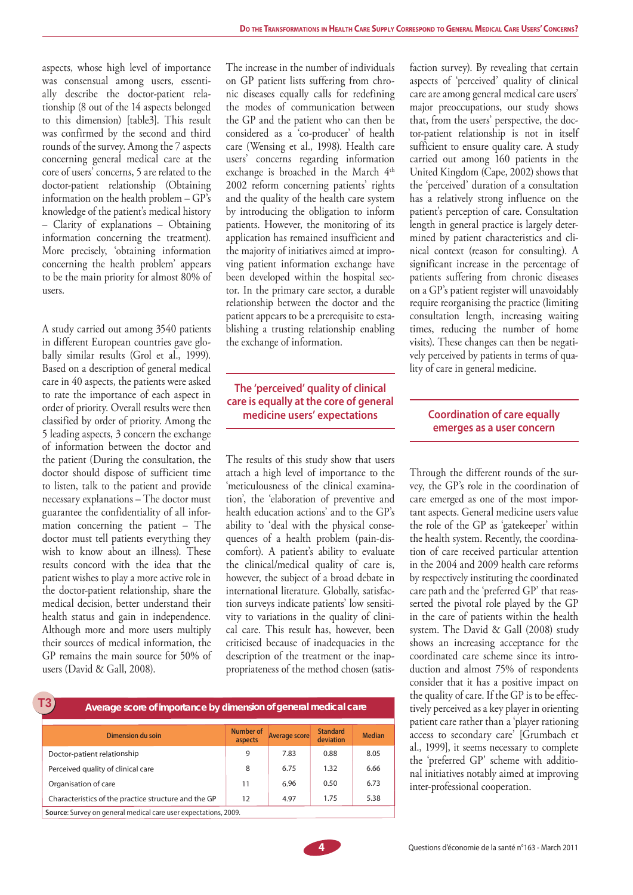aspects, whose high level of importance was consensual among users, essentially describe the doctor-patient relationship (8 out of the 14 aspects belonged to this dimension) [table3]. This result was confirmed by the second and third rounds of the survey. Among the 7 aspects concerning general medical care at the core of users' concerns, 5 are related to the doctor-patient relationship (Obtaining information on the health problem – GP's knowledge of the patient's medical history – Clarity of explanations – Obtaining information concerning the treatment). More precisely, 'obtaining information concerning the health problem' appears to be the main priority for almost 80% of users.

A study carried out among 3540 patients in different European countries gave globally similar results (Grol et al., 1999). Based on a description of general medical care in 40 aspects, the patients were asked to rate the importance of each aspect in order of priority. Overall results were then classified by order of priority. Among the 5 leading aspects, 3 concern the exchange of information between the doctor and the patient (During the consultation, the doctor should dispose of sufficient time to listen, talk to the patient and provide necessary explanations – The doctor must guarantee the confidentiality of all information concerning the patient – The doctor must tell patients everything they wish to know about an illness). These results concord with the idea that the patient wishes to play a more active role in the doctor-patient relationship, share the medical decision, better understand their health status and gain in independence. Although more and more users multiply their sources of medical information, the GP remains the main source for 50% of users (David & Gall, 2008).

The increase in the number of individuals on GP patient lists suffering from chronic diseases equally calls for redefining the modes of communication between the GP and the patient who can then be considered as a 'co-producer' of health care (Wensing et al., 1998). Health care users' concerns regarding information exchange is broached in the March 4th 2002 reform concerning patients' rights and the quality of the health care system by introducing the obligation to inform patients. However, the monitoring of its application has remained insufficient and the majority of initiatives aimed at improving patient information exchange have been developed within the hospital sector. In the primary care sector, a durable relationship between the doctor and the patient appears to be a prerequisite to establishing a trusting relationship enabling the exchange of information.

## The 'perceived' quality of clinical care is equally at the core of general medicine users' expectations

The results of this study show that users attach a high level of importance to the 'meticulousness of the clinical examination', the 'elaboration of preventive and health education actions' and to the GP's ability to 'deal with the physical consequences of a health problem (pain-discomfort). A patient's ability to evaluate the clinical/medical quality of care is, however, the subject of a broad debate in international literature. Globally, satisfaction surveys indicate patients' low sensitivity to variations in the quality of clinical care. This result has, however, been criticised because of inadequacies in the description of the treatment or the inappropriateness of the method chosen (satisfaction survey). By revealing that certain aspects of 'perceived' quality of clinical care are among general medical care users' major preoccupations, our study shows that, from the users' perspective, the doctor-patient relationship is not in itself sufficient to ensure quality care. A study carried out among 160 patients in the United Kingdom (Cape, 2002) shows that the 'perceived' duration of a consultation has a relatively strong influence on the patient's perception of care. Consultation length in general practice is largely determined by patient characteristics and clinical context (reason for consulting). A significant increase in the percentage of patients suffering from chronic diseases on a GP's patient register will unavoidably require reorganising the practice (limiting consultation length, increasing waiting times, reducing the number of home visits). These changes can then be negatively perceived by patients in terms of quality of care in general medicine.

## Coordination of care equally emerges as a user concern

Through the different rounds of the survey, the GP's role in the coordination of care emerged as one of the most important aspects. General medicine users value the role of the GP as 'gatekeeper' within the health system. Recently, the coordination of care received particular attention in the 2004 and 2009 health care reforms by respectively instituting the coordinated care path and the 'preferred GP' that reasserted the pivotal role played by the GP in the care of patients within the health system. The David & Gall (2008) study shows an increasing acceptance for the coordinated care scheme since its introduction and almost 75% of respondents consider that it has a positive impact on the quality of care. If the GP is to be effectively perceived as a key player in orienting patient care rather than a 'player rationing access to secondary care' [Grumbach et al., 1999], it seems necessary to complete the 'preferred GP' scheme with additional initiatives notably aimed at improving inter-professional cooperation.

**T3 Average score of importance by dimension of general medical care**

| Dimension du soin | Number of aspects | Average score | Standard deviation | Median |
|---|---|---|---|---|
| Doctor-patient relationship | 9 | 7.83 | 0.88 | 8.05 |
| Perceived quality of clinical care | 8 | 6.75 | 1.32 | 6.66 |
| Organisation of care | 11 | 6.96 | 0.50 | 6.73 |
| Characteristics of the practice structure and the GP | 12 | 4.97 | 1.75 | 5.38 |

**Source**: Survey on general medical care user expectations, 2009.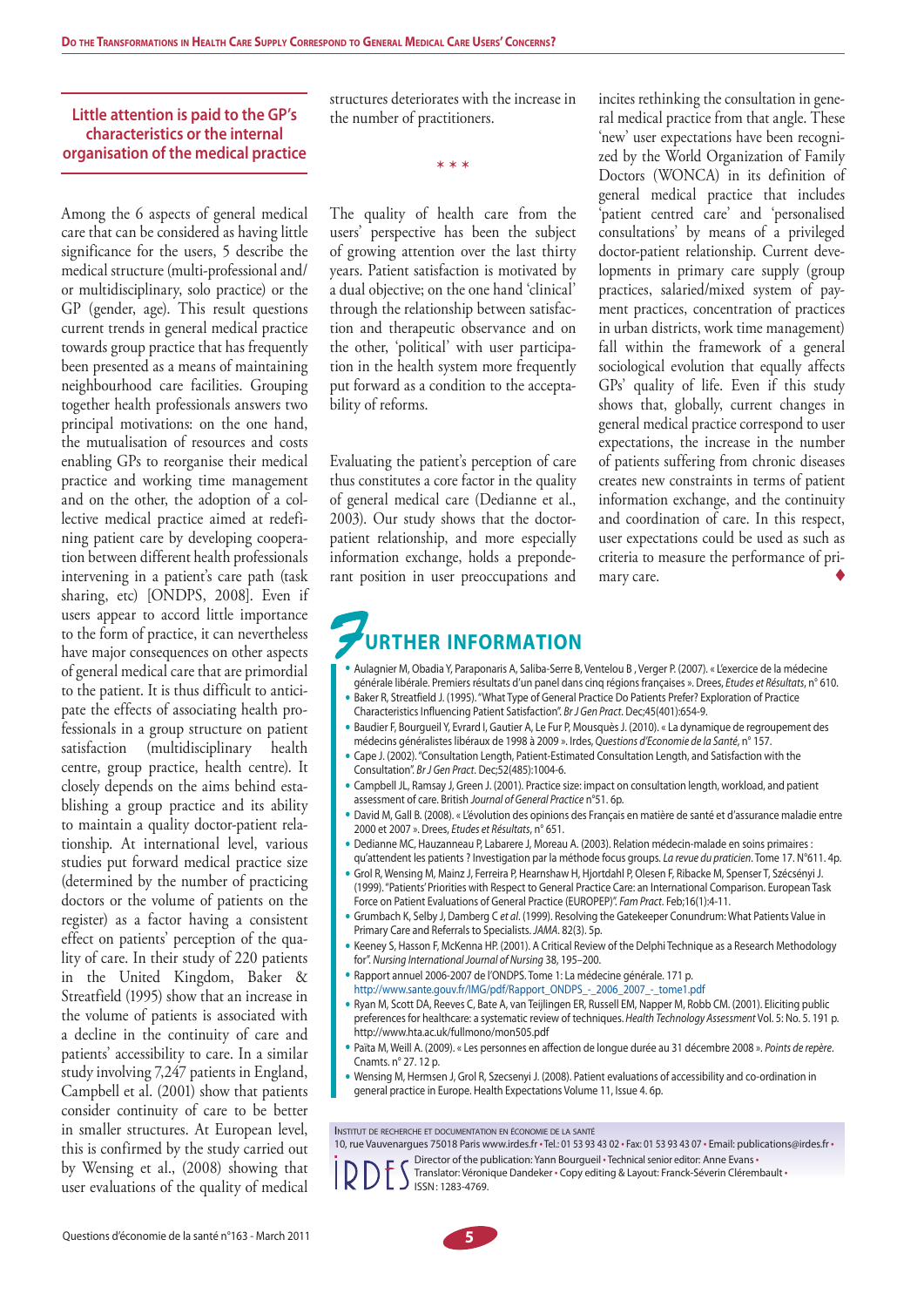## Little attention is paid to the GP's characteristics or the internal organisation of the medical practice

Among the 6 aspects of general medical care that can be considered as having little significance for the users, 5 describe the medical structure (multi-professional and/or multidisciplinary, solo practice) or the GP (gender, age). This result questions current trends in general medical practice towards group practice that has frequently been presented as a means of maintaining neighbourhood care facilities. Grouping together health professionals answers two principal motivations: on the one hand, the mutualisation of resources and costs enabling GPs to reorganise their medical practice and working time management and on the other, the adoption of a collective medical practice aimed at redefining patient care by developing cooperation between different health professionals intervening in a patient's care path (task sharing, etc) [ONDPS, 2008]. Even if users appear to accord little importance to the form of practice, it can nevertheless have major consequences on other aspects of general medical care that are primordial to the patient. It is thus difficult to anticipate the effects of associating health professionals in a group structure on patient satisfaction (multidisciplinary health centre, group practice, health centre). It closely depends on the aims behind establishing a group practice and its ability to maintain a quality doctor-patient relationship. At international level, various studies put forward medical practice size (determined by the number of practicing doctors or the volume of patients on the register) as a factor having a consistent effect on patients' perception of the quality of care. In their study of 220 patients in the United Kingdom, Baker & Streatfield (1995) show that an increase in the volume of patients is associated with a decline in the continuity of care and patients' accessibility to care. In a similar study involving 7,247 patients in England, Campbell et al. (2001) show that patients consider continuity of care to be better in smaller structures. At European level, this is confirmed by the study carried out by Wensing et al., (2008) showing that user evaluations of the quality of medical structures deteriorates with the increase in the number of practitioners.

\* \* \*

The quality of health care from the users' perspective has been the subject of growing attention over the last thirty years. Patient satisfaction is motivated by a dual objective; on the one hand 'clinical' through the relationship between satisfaction and therapeutic observance and on the other, 'political' with user participation in the health system more frequently put forward as a condition to the acceptability of reforms.

Evaluating the patient's perception of care thus constitutes a core factor in the quality of general medical care (Dedianne et al., 2003). Our study shows that the doctor-patient relationship, and more especially information exchange, holds a preponderant position in user preoccupations and incites rethinking the consultation in general medical practice from that angle. These 'new' user expectations have been recognized by the World Organization of Family Doctors (WONCA) in its definition of general medical practice that includes 'patient centred care' and 'personalised consultations' by means of a privileged doctor-patient relationship. Current developments in primary care supply (group practices, salaried/mixed system of payment practices, concentration of practices in urban districts, work time management) fall within the framework of a general sociological evolution that equally affects GPs' quality of life. Even if this study shows that, globally, current changes in general medical practice correspond to user expectations, the increase in the number of patients suffering from chronic diseases creates new constraints in terms of patient information exchange, and the continuity and coordination of care. In this respect, user expectations could be used as such as criteria to measure the performance of primary care.

## Further information

- Aulagnier M, Obadia Y, Paraponaris A, Saliba-Serre B, Ventelou B , Verger P. (2007). « L'exercice de la médecine générale libérale. Premiers résultats d'un panel dans cinq régions françaises ». Drees, *Etudes et Résultats*, n° 610.
- Baker R, Streatfield J. (1995). "What Type of General Practice Do Patients Prefer? Exploration of Practice Characteristics Influencing Patient Satisfaction". *Br J Gen Pract*. Dec;45(401):654-9.
- Baudier F, Bourgueil Y, Evrard I, Gautier A, Le Fur P, Mousquès J. (2010). « La dynamique de regroupement des médecins généralistes libéraux de 1998 à 2009 ». Irdes, *Questions d'Economie de la Santé*, n° 157.
- Cape J. (2002). "Consultation Length, Patient-Estimated Consultation Length, and Satisfaction with the Consultation". *Br J Gen Pract*. Dec;52(485):1004-6.
- Campbell JL, Ramsay J, Green J. (2001). Practice size: impact on consultation length, workload, and patient assessment of care. British *Journal of General Practice* n°51. 6p.
- David M, Gall B. (2008). « L'évolution des opinions des Français en matière de santé et d'assurance maladie entre 2000 et 2007 ». Drees, *Etudes et Résultats*, n° 651.
- Dedianne MC, Hauzanneau P, Labarere J, Moreau A. (2003). Relation médecin-malade en soins primaires : qu'attendent les patients ? Investigation par la méthode focus groups. *La revue du praticien*. Tome 17. N°611. 4p.
- Grol R, Wensing M, Mainz J, Ferreira P, Hearnshaw H, Hjortdahl P, Olesen F, Ribacke M, Spenser T, Szécsényi J. (1999). "Patients' Priorities with Respect to General Practice Care: an International Comparison. European Task Force on Patient Evaluations of General Practice (EUROPEP)". *Fam Pract*. Feb;16(1):4-11.
- Grumbach K, Selby J, Damberg C *et al*. (1999). Resolving the Gatekeeper Conundrum: What Patients Value in Primary Care and Referrals to Specialists. *JAMA*. 82(3). 5p.
- Keeney S, Hasson F, McKenna HP. (2001). A Critical Review of the Delphi Technique as a Research Methodology for". *Nursing International Journal of Nursing* 38, 195–200.
- Rapport annuel 2006-2007 de l'ONDPS. Tome 1: La médecine générale. 171 p. http://www.sante.gouv.fr/IMG/pdf/Rapport_ONDPS_-_2006_2007_-_tome1.pdf
- Ryan M, Scott DA, Reeves C, Bate A, van Teijlingen ER, Russell EM, Napper M, Robb CM. (2001). Eliciting public preferences for healthcare: a systematic review of techniques. *Health Technology Assessment* Vol. 5: No. 5. 191 p. http://www.hta.ac.uk/fullmono/mon505.pdf
- Païta M, Weill A. (2009). « Les personnes en affection de longue durée au 31 décembre 2008 ». *Points de repère*. Cnamts. n° 27. 12 p.
- Wensing M, Hermsen J, Grol R, Szecsenyi J. (2008). Patient evaluations of accessibility and co-ordination in general practice in Europe. Health Expectations Volume 11, Issue 4. 6p.

Institut de recherche et documentation en économie de la santé
10, rue Vauvenargues 75018 Paris www.irdes.fr • Tel.: 01 53 93 43 02 • Fax: 01 53 93 43 07 • Email: publications@irdes.fr •
Director of the publication: Yann Bourgueil • Technical senior editor: Anne Evans •
Translator: Véronique Dandeker • Copy editing & Layout: Franck-Séverin Clérembault •
ISSN: 1283-4769.